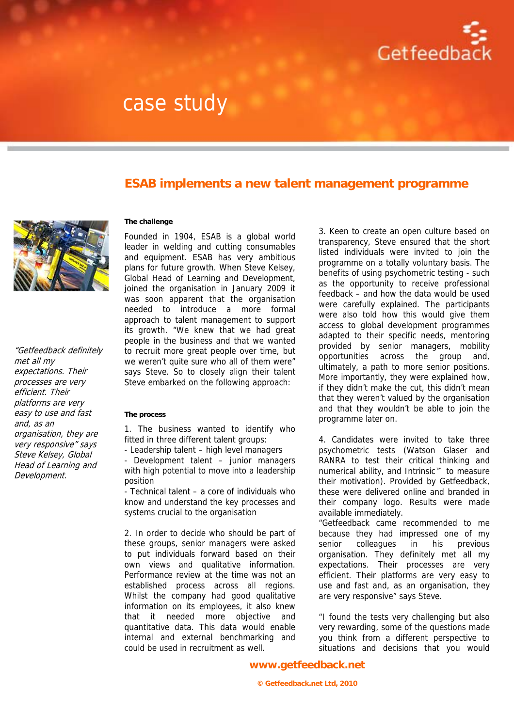# case study

## ESAB implements a new talent management programme

*"Getfeedback definitely met all my expectations. Their processes are very efficient. Their platforms are very easy to use and fast and, as an organisation, they are very responsive" says Steve Kelsey, Global Head of Learning and Development.*

**The challenge**

Founded in 1904, ESAB is a global world leader in welding and cutting consumables and equipment. ESAB has very ambitious plans for future growth. When Steve Kelsey, Global Head of Learning and Development, joined the organisation in January 2009 it was soon apparent that the organisation needed to introduce a more formal approach to talent management to support its growth. "We knew that we had great people in the business and that we wanted to recruit more great people over time, but we weren't quite sure who all of them were" says Steve. So to closely align their talent Steve embarked on the following approach:

**The process**

1. The business wanted to identify who fitted in three different talent groups:
- Leadership talent – high level managers
- Development talent – junior managers with high potential to move into a leadership position
- Technical talent – a core of individuals who know and understand the key processes and systems crucial to the organisation

2. In order to decide who should be part of these groups, senior managers were asked to put individuals forward based on their own views and qualitative information. Performance review at the time was not an established process across all regions. Whilst the company had good qualitative information on its employees, it also knew that it needed more objective and quantitative data. This data would enable internal and external benchmarking and could be used in recruitment as well.

3. Keen to create an open culture based on transparency, Steve ensured that the short listed individuals were invited to join the programme on a totally voluntary basis. The benefits of using psychometric testing - such as the opportunity to receive professional feedback – and how the data would be used were carefully explained. The participants were also told how this would give them access to global development programmes adapted to their specific needs, mentoring provided by senior managers, mobility opportunities across the group and, ultimately, a path to more senior positions. More importantly, they were explained how, if they didn't make the cut, this didn't mean that they weren't valued by the organisation and that they wouldn't be able to join the programme later on.

4. Candidates were invited to take three psychometric tests (Watson Glaser and RANRA to test their critical thinking and numerical ability, and Intrinsic™ to measure their motivation). Provided by Getfeedback, these were delivered online and branded in their company logo. Results were made available immediately.

"Getfeedback came recommended to me because they had impressed one of my senior colleagues in his previous organisation. They definitely met all my expectations. Their processes are very efficient. Their platforms are very easy to use and fast and, as an organisation, they are very responsive" says Steve.

"I found the tests very challenging but also very rewarding, some of the questions made you think from a different perspective to situations and decisions that you would

**www.getfeedback.net**

© Getfeedback.net Ltd, 2010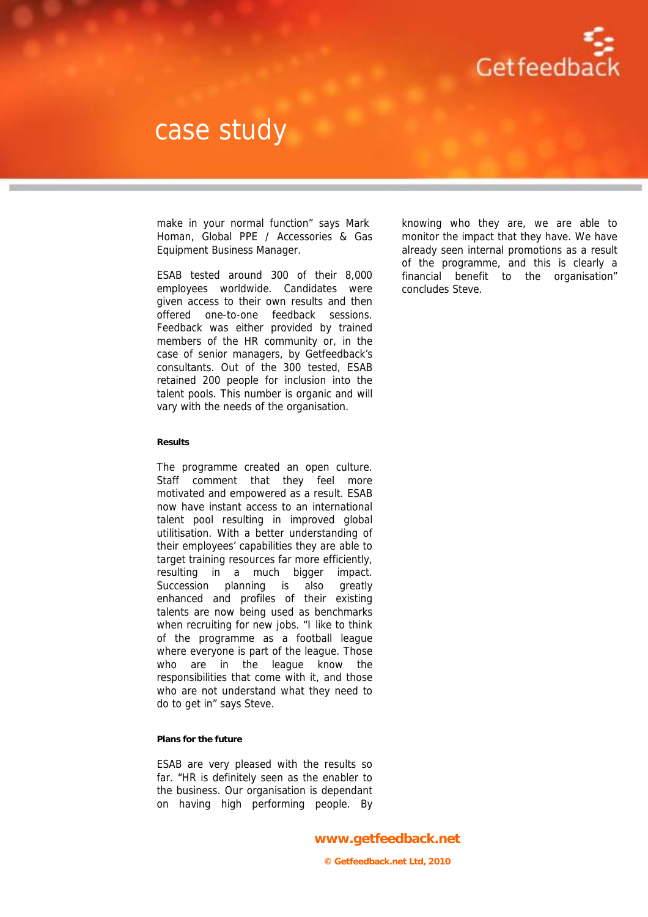make in your normal function" says Mark Homan, Global PPE / Accessories & Gas Equipment Business Manager.

ESAB tested around 300 of their 8,000 employees worldwide. Candidates were given access to their own results and then offered one-to-one feedback sessions. Feedback was either provided by trained members of the HR community or, in the case of senior managers, by Getfeedback's consultants. Out of the 300 tested, ESAB retained 200 people for inclusion into the talent pools. This number is organic and will vary with the needs of the organisation.

**Results**

The programme created an open culture. Staff comment that they feel more motivated and empowered as a result. ESAB now have instant access to an international talent pool resulting in improved global utilitisation. With a better understanding of their employees' capabilities they are able to target training resources far more efficiently, resulting in a much bigger impact. Succession planning is also greatly enhanced and profiles of their existing talents are now being used as benchmarks when recruiting for new jobs. "I like to think of the programme as a football league where everyone is part of the league. Those who are in the league know the responsibilities that come with it, and those who are not understand what they need to do to get in" says Steve.

**Plans for the future**

ESAB are very pleased with the results so far. "HR is definitely seen as the enabler to the business. Our organisation is dependant on having high performing people. By knowing who they are, we are able to monitor the impact that they have. We have already seen internal promotions as a result of the programme, and this is clearly a financial benefit to the organisation" concludes Steve.

**www.getfeedback.net**

**© Getfeedback.net Ltd, 2010**